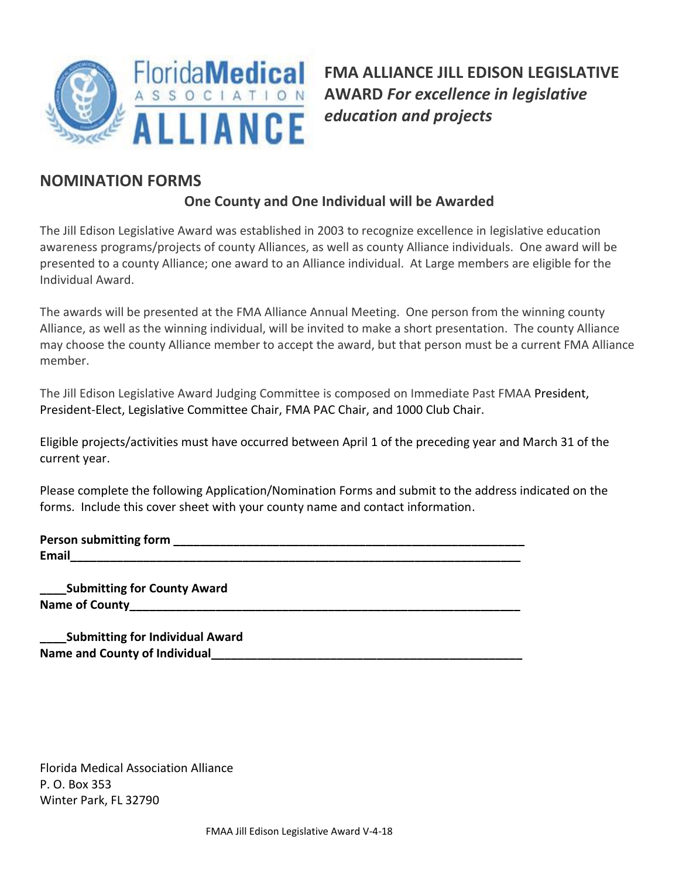# FMA ALLIANCE JILL EDISON LEGISLATIVE AWARD *For excellence in legislative education and projects*

## NOMINATION FORMS

### One County and One Individual will be Awarded

The Jill Edison Legislative Award was established in 2003 to recognize excellence in legislative education awareness programs/projects of county Alliances, as well as county Alliance individuals. One award will be presented to a county Alliance; one award to an Alliance individual. At Large members are eligible for the Individual Award.

The awards will be presented at the FMA Alliance Annual Meeting. One person from the winning county Alliance, as well as the winning individual, will be invited to make a short presentation. The county Alliance may choose the county Alliance member to accept the award, but that person must be a current FMA Alliance member.

The Jill Edison Legislative Award Judging Committee is composed on Immediate Past FMAA President, President-Elect, Legislative Committee Chair, FMA PAC Chair, and 1000 Club Chair.

Eligible projects/activities must have occurred between April 1 of the preceding year and March 31 of the current year.

Please complete the following Application/Nomination Forms and submit to the address indicated on the forms. Include this cover sheet with your county name and contact information.

**Person submitting form** _______________________________________________________
**Email**_______________________________________________________________________

**____Submitting for County Award**
**Name of County**_______________________________________________________________

**____Submitting for Individual Award**
**Name and County of Individual**_________________________________________________

Florida Medical Association Alliance
P. O. Box 353
Winter Park, FL 32790

FMAA Jill Edison Legislative Award V-4-18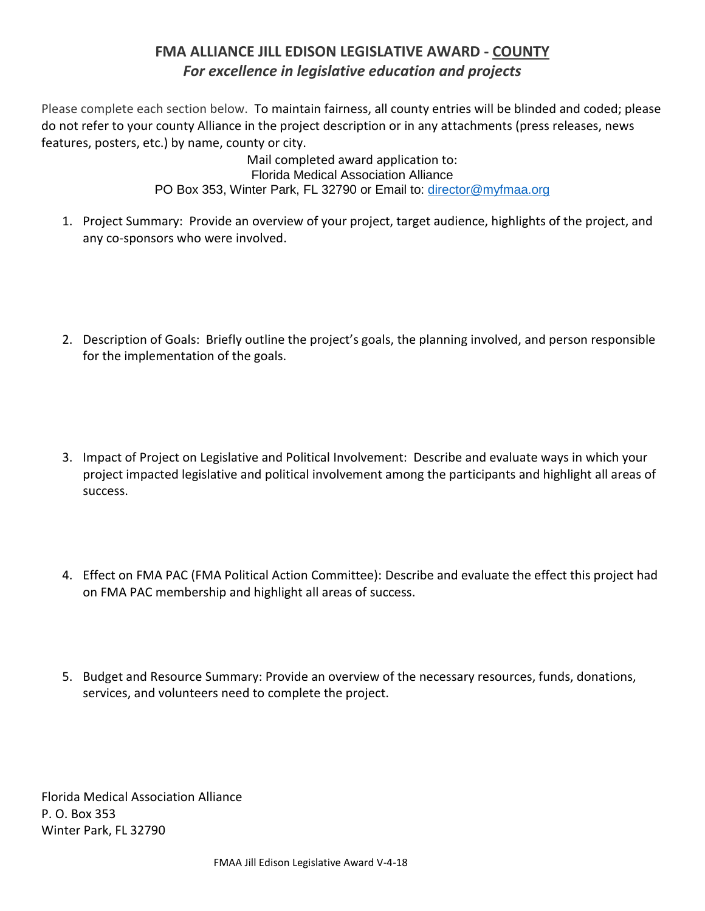# FMA ALLIANCE JILL EDISON LEGISLATIVE AWARD - COUNTY

***For excellence in legislative education and projects***

Please complete each section below. To maintain fairness, all county entries will be blinded and coded; please do not refer to your county Alliance in the project description or in any attachments (press releases, news features, posters, etc.) by name, county or city.

Mail completed award application to:
Florida Medical Association Alliance
PO Box 353, Winter Park, FL 32790 or Email to: director@myfmaa.org

1. Project Summary: Provide an overview of your project, target audience, highlights of the project, and any co-sponsors who were involved.

2. Description of Goals: Briefly outline the project's goals, the planning involved, and person responsible for the implementation of the goals.

3. Impact of Project on Legislative and Political Involvement: Describe and evaluate ways in which your project impacted legislative and political involvement among the participants and highlight all areas of success.

4. Effect on FMA PAC (FMA Political Action Committee): Describe and evaluate the effect this project had on FMA PAC membership and highlight all areas of success.

5. Budget and Resource Summary: Provide an overview of the necessary resources, funds, donations, services, and volunteers need to complete the project.

Florida Medical Association Alliance
P. O. Box 353
Winter Park, FL 32790

FMAA Jill Edison Legislative Award V-4-18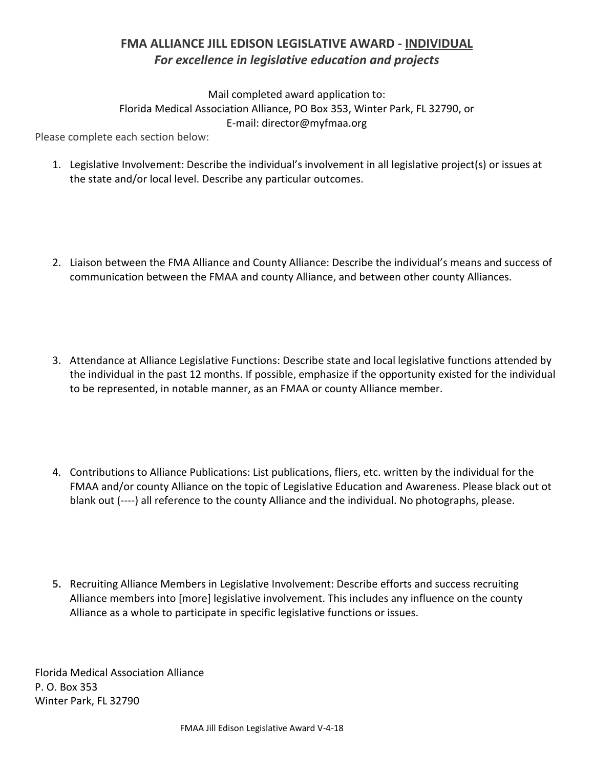# FMA ALLIANCE JILL EDISON LEGISLATIVE AWARD - INDIVIDUAL

***For excellence in legislative education and projects***

Mail completed award application to:
Florida Medical Association Alliance, PO Box 353, Winter Park, FL 32790, or
E-mail: director@myfmaa.org

Please complete each section below:

1. Legislative Involvement: Describe the individual's involvement in all legislative project(s) or issues at the state and/or local level. Describe any particular outcomes.

2. Liaison between the FMA Alliance and County Alliance: Describe the individual's means and success of communication between the FMAA and county Alliance, and between other county Alliances.

3. Attendance at Alliance Legislative Functions: Describe state and local legislative functions attended by the individual in the past 12 months. If possible, emphasize if the opportunity existed for the individual to be represented, in notable manner, as an FMAA or county Alliance member.

4. Contributions to Alliance Publications: List publications, fliers, etc. written by the individual for the FMAA and/or county Alliance on the topic of Legislative Education and Awareness. Please black out ot blank out (----) all reference to the county Alliance and the individual. No photographs, please.

5. Recruiting Alliance Members in Legislative Involvement: Describe efforts and success recruiting Alliance members into [more] legislative involvement. This includes any influence on the county Alliance as a whole to participate in specific legislative functions or issues.

Florida Medical Association Alliance
P. O. Box 353
Winter Park, FL 32790

FMAA Jill Edison Legislative Award V-4-18